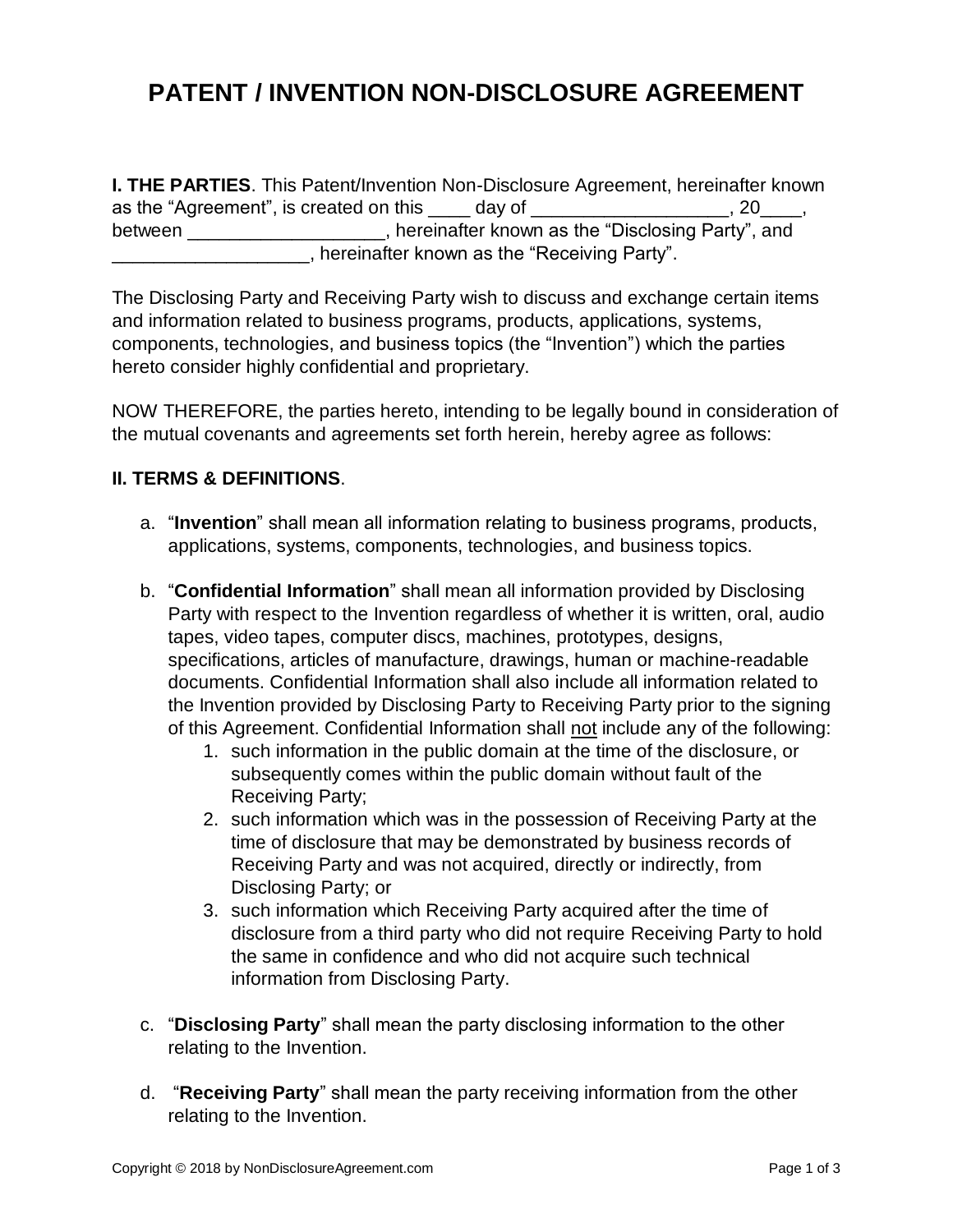# PATENT / INVENTION NON-DISCLOSURE AGREEMENT

**I. THE PARTIES**. This Patent/Invention Non-Disclosure Agreement, hereinafter known as the "Agreement", is created on this ____ day of ___________________, 20____, between ___________________, hereinafter known as the "Disclosing Party", and ___________________, hereinafter known as the "Receiving Party".

The Disclosing Party and Receiving Party wish to discuss and exchange certain items and information related to business programs, products, applications, systems, components, technologies, and business topics (the "Invention") which the parties hereto consider highly confidential and proprietary.

NOW THEREFORE, the parties hereto, intending to be legally bound in consideration of the mutual covenants and agreements set forth herein, hereby agree as follows:

**II. TERMS & DEFINITIONS**.

a. "**Invention**" shall mean all information relating to business programs, products, applications, systems, components, technologies, and business topics.

b. "**Confidential Information**" shall mean all information provided by Disclosing Party with respect to the Invention regardless of whether it is written, oral, audio tapes, video tapes, computer discs, machines, prototypes, designs, specifications, articles of manufacture, drawings, human or machine-readable documents. Confidential Information shall also include all information related to the Invention provided by Disclosing Party to Receiving Party prior to the signing of this Agreement. Confidential Information shall <u>not</u> include any of the following:
   1. such information in the public domain at the time of the disclosure, or subsequently comes within the public domain without fault of the Receiving Party;
   2. such information which was in the possession of Receiving Party at the time of disclosure that may be demonstrated by business records of Receiving Party and was not acquired, directly or indirectly, from Disclosing Party; or
   3. such information which Receiving Party acquired after the time of disclosure from a third party who did not require Receiving Party to hold the same in confidence and who did not acquire such technical information from Disclosing Party.

c. "**Disclosing Party**" shall mean the party disclosing information to the other relating to the Invention.

d. "**Receiving Party**" shall mean the party receiving information from the other relating to the Invention.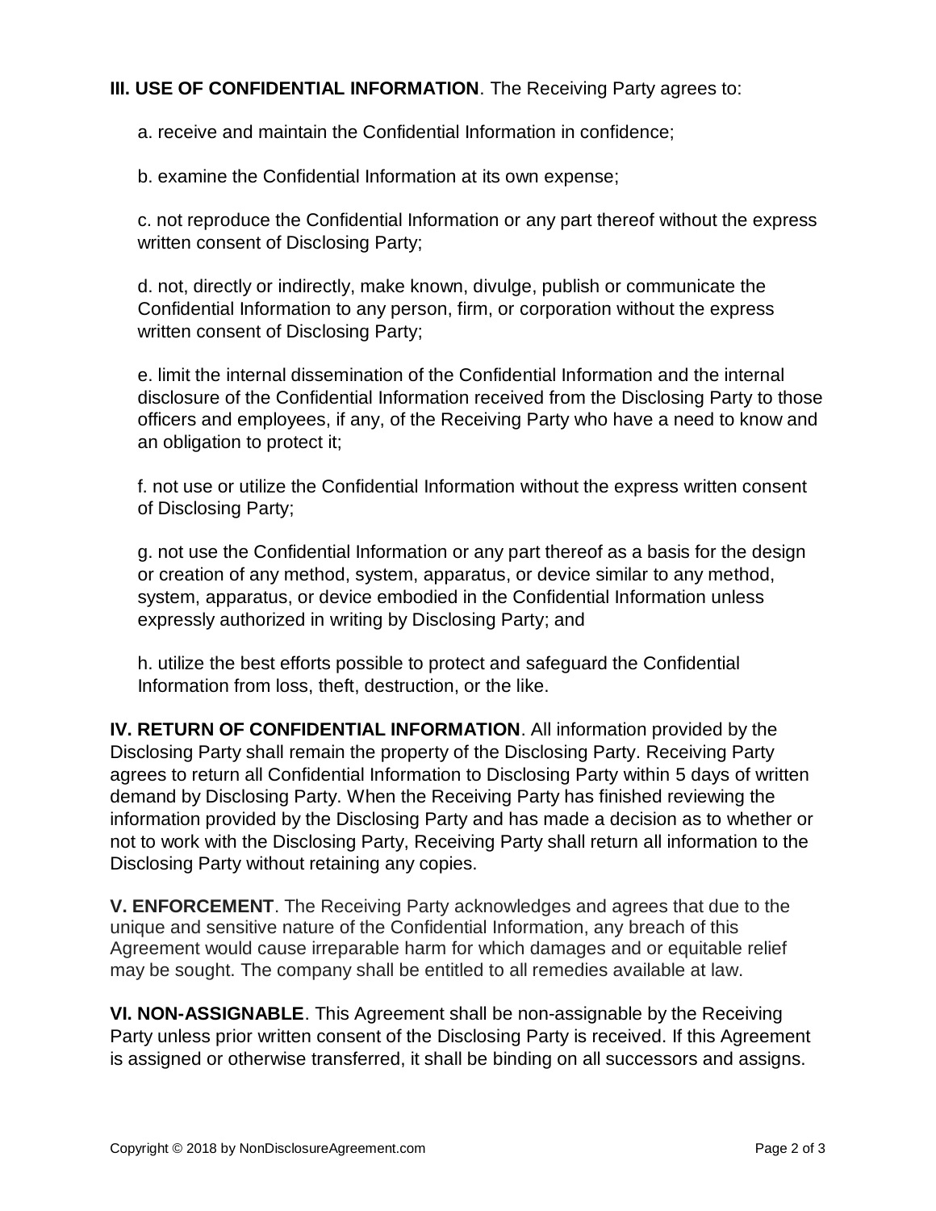**III. USE OF CONFIDENTIAL INFORMATION**. The Receiving Party agrees to:

a. receive and maintain the Confidential Information in confidence;

b. examine the Confidential Information at its own expense;

c. not reproduce the Confidential Information or any part thereof without the express written consent of Disclosing Party;

d. not, directly or indirectly, make known, divulge, publish or communicate the Confidential Information to any person, firm, or corporation without the express written consent of Disclosing Party;

e. limit the internal dissemination of the Confidential Information and the internal disclosure of the Confidential Information received from the Disclosing Party to those officers and employees, if any, of the Receiving Party who have a need to know and an obligation to protect it;

f. not use or utilize the Confidential Information without the express written consent of Disclosing Party;

g. not use the Confidential Information or any part thereof as a basis for the design or creation of any method, system, apparatus, or device similar to any method, system, apparatus, or device embodied in the Confidential Information unless expressly authorized in writing by Disclosing Party; and

h. utilize the best efforts possible to protect and safeguard the Confidential Information from loss, theft, destruction, or the like.

**IV. RETURN OF CONFIDENTIAL INFORMATION**. All information provided by the Disclosing Party shall remain the property of the Disclosing Party. Receiving Party agrees to return all Confidential Information to Disclosing Party within 5 days of written demand by Disclosing Party. When the Receiving Party has finished reviewing the information provided by the Disclosing Party and has made a decision as to whether or not to work with the Disclosing Party, Receiving Party shall return all information to the Disclosing Party without retaining any copies.

**V. ENFORCEMENT**. The Receiving Party acknowledges and agrees that due to the unique and sensitive nature of the Confidential Information, any breach of this Agreement would cause irreparable harm for which damages and or equitable relief may be sought. The company shall be entitled to all remedies available at law.

**VI. NON-ASSIGNABLE**. This Agreement shall be non-assignable by the Receiving Party unless prior written consent of the Disclosing Party is received. If this Agreement is assigned or otherwise transferred, it shall be binding on all successors and assigns.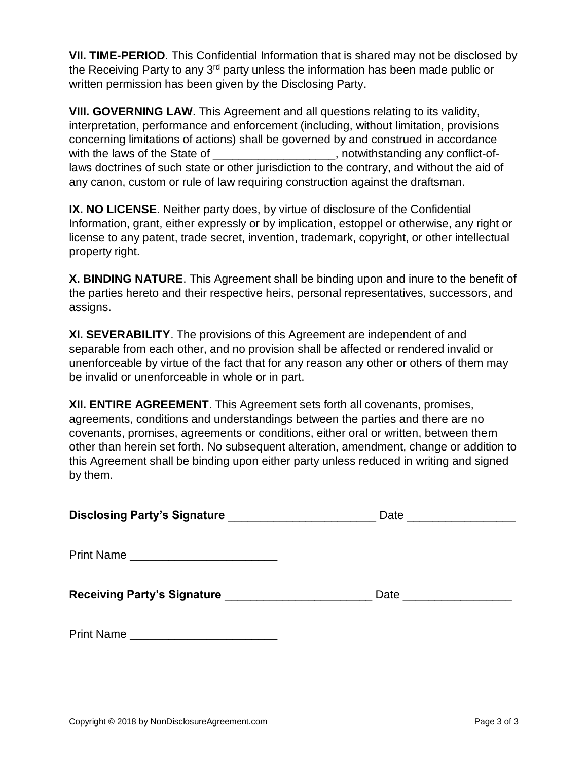**VII. TIME-PERIOD**. This Confidential Information that is shared may not be disclosed by the Receiving Party to any 3rd party unless the information has been made public or written permission has been given by the Disclosing Party.

**VIII. GOVERNING LAW**. This Agreement and all questions relating to its validity, interpretation, performance and enforcement (including, without limitation, provisions concerning limitations of actions) shall be governed by and construed in accordance with the laws of the State of ___________________, notwithstanding any conflict-of-laws doctrines of such state or other jurisdiction to the contrary, and without the aid of any canon, custom or rule of law requiring construction against the draftsman.

**IX. NO LICENSE**. Neither party does, by virtue of disclosure of the Confidential Information, grant, either expressly or by implication, estoppel or otherwise, any right or license to any patent, trade secret, invention, trademark, copyright, or other intellectual property right.

**X. BINDING NATURE**. This Agreement shall be binding upon and inure to the benefit of the parties hereto and their respective heirs, personal representatives, successors, and assigns.

**XI. SEVERABILITY**. The provisions of this Agreement are independent of and separable from each other, and no provision shall be affected or rendered invalid or unenforceable by virtue of the fact that for any reason any other or others of them may be invalid or unenforceable in whole or in part.

**XII. ENTIRE AGREEMENT**. This Agreement sets forth all covenants, promises, agreements, conditions and understandings between the parties and there are no covenants, promises, agreements or conditions, either oral or written, between them other than herein set forth. No subsequent alteration, amendment, change or addition to this Agreement shall be binding upon either party unless reduced in writing and signed by them.

**Disclosing Party's Signature** ______________________ Date ________________

Print Name ______________________

**Receiving Party's Signature** ______________________ Date ________________

Print Name ______________________

Copyright © 2018 by NonDisclosureAgreement.com